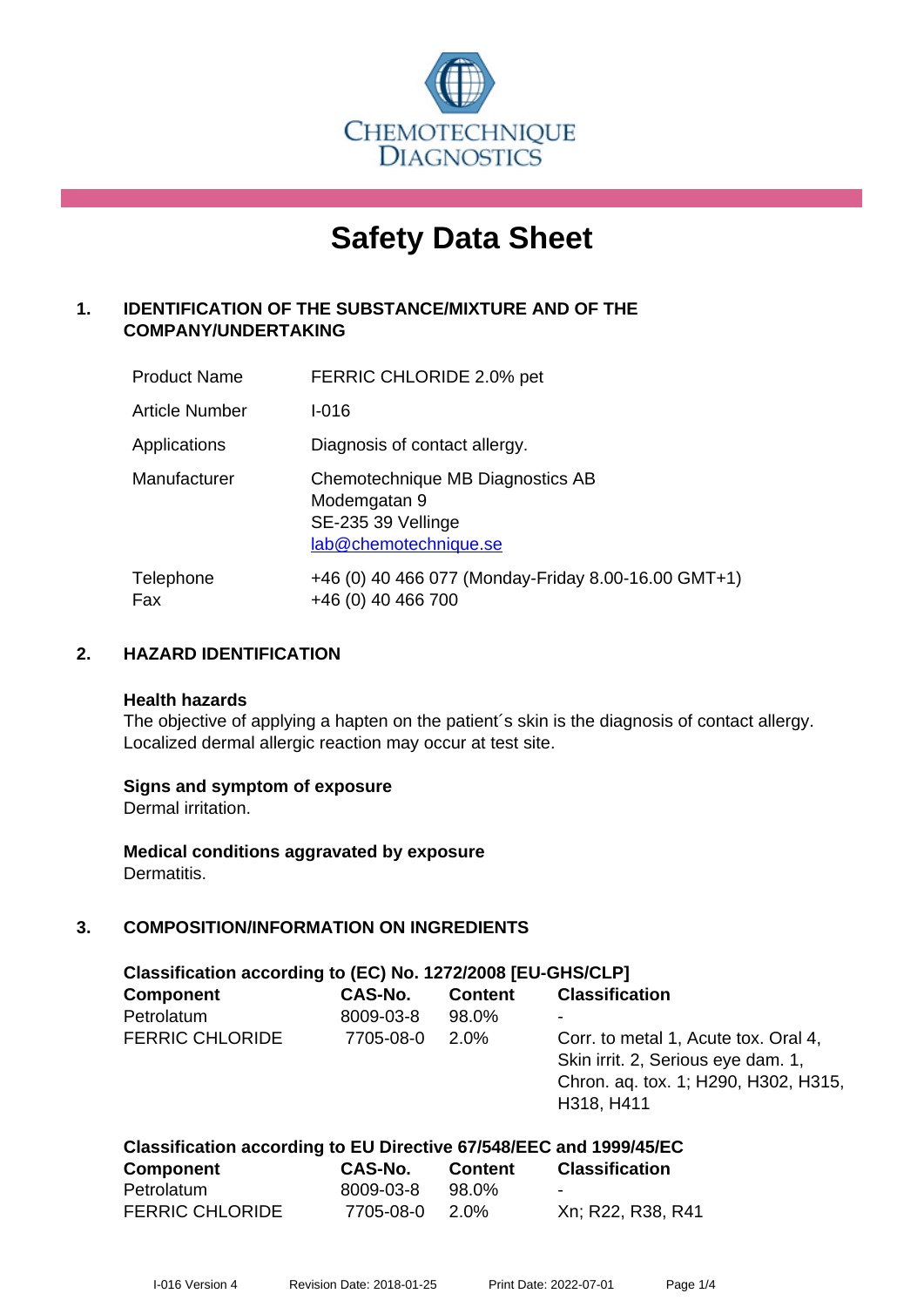CHEMOTECHNIQUE DIAGNOSTICS

# Safety Data Sheet

## 1. IDENTIFICATION OF THE SUBSTANCE/MIXTURE AND OF THE COMPANY/UNDERTAKING

| | |
|---|---|
| Product Name | FERRIC CHLORIDE 2.0% pet |
| Article Number | I-016 |
| Applications | Diagnosis of contact allergy. |
| Manufacturer | Chemotechnique MB Diagnostics AB<br>Modemgatan 9<br>SE-235 39 Vellinge<br>lab@chemotechnique.se |
| Telephone<br>Fax | +46 (0) 40 466 077 (Monday-Friday 8.00-16.00 GMT+1)<br>+46 (0) 40 466 700 |

## 2. HAZARD IDENTIFICATION

**Health hazards**
The objective of applying a hapten on the patient´s skin is the diagnosis of contact allergy. Localized dermal allergic reaction may occur at test site.

**Signs and symptom of exposure**
Dermal irritation.

**Medical conditions aggravated by exposure**
Dermatitis.

## 3. COMPOSITION/INFORMATION ON INGREDIENTS

**Classification according to (EC) No. 1272/2008 [EU-GHS/CLP]**

| Component | CAS-No. | Content | Classification |
|---|---|---|---|
| Petrolatum | 8009-03-8 | 98.0% | - |
| FERRIC CHLORIDE | 7705-08-0 | 2.0% | Corr. to metal 1, Acute tox. Oral 4, Skin irrit. 2, Serious eye dam. 1, Chron. aq. tox. 1; H290, H302, H315, H318, H411 |

**Classification according to EU Directive 67/548/EEC and 1999/45/EC**

| Component | CAS-No. | Content | Classification |
|---|---|---|---|
| Petrolatum | 8009-03-8 | 98.0% | - |
| FERRIC CHLORIDE | 7705-08-0 | 2.0% | Xn; R22, R38, R41 |

I-016 Version 4 Revision Date: 2018-01-25 Print Date: 2022-07-01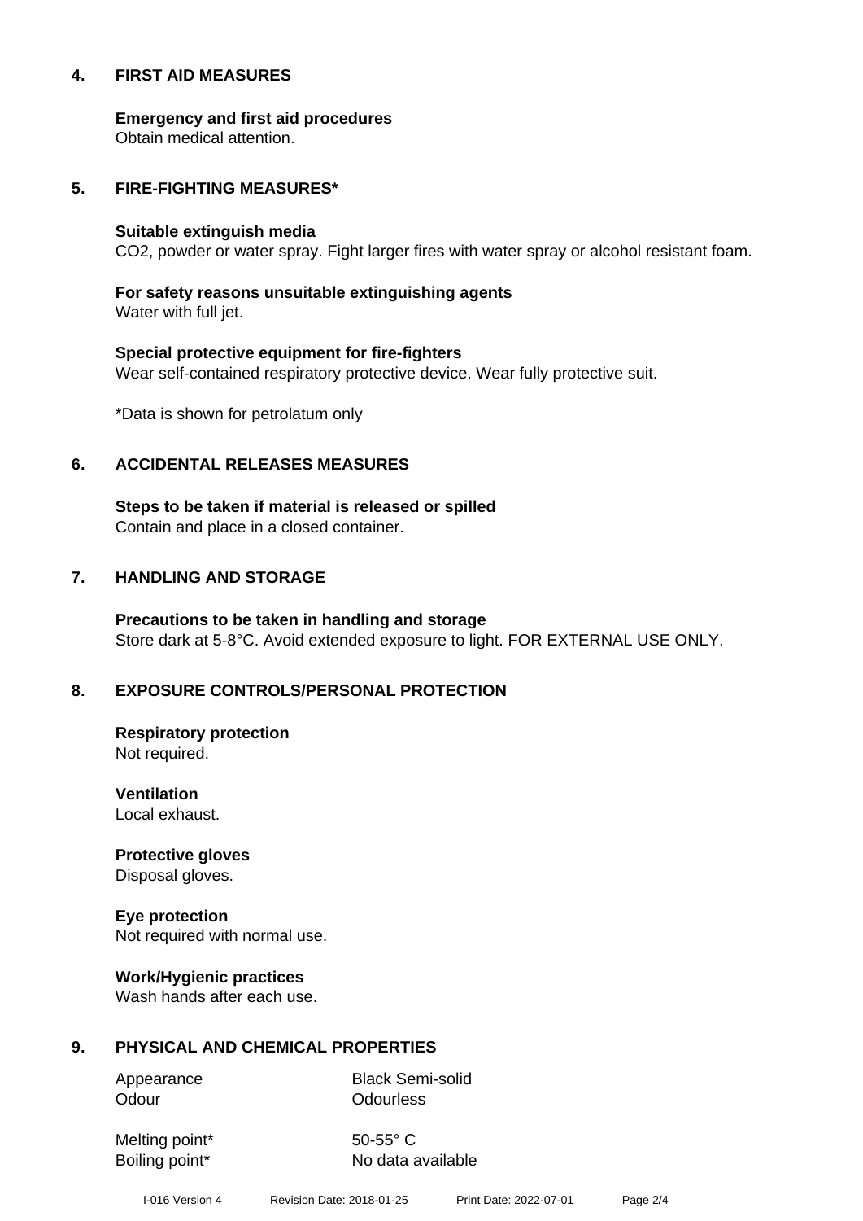## 4. FIRST AID MEASURES

**Emergency and first aid procedures**
Obtain medical attention.

## 5. FIRE-FIGHTING MEASURES*

**Suitable extinguish media**
$CO_2$, powder or water spray. Fight larger fires with water spray or alcohol resistant foam.

**For safety reasons unsuitable extinguishing agents**
Water with full jet.

**Special protective equipment for fire-fighters**
Wear self-contained respiratory protective device. Wear fully protective suit.

*Data is shown for petrolatum only

## 6. ACCIDENTAL RELEASES MEASURES

**Steps to be taken if material is released or spilled**
Contain and place in a closed container.

## 7. HANDLING AND STORAGE

**Precautions to be taken in handling and storage**
Store dark at 5-8°C. Avoid extended exposure to light. FOR EXTERNAL USE ONLY.

## 8. EXPOSURE CONTROLS/PERSONAL PROTECTION

**Respiratory protection**
Not required.

**Ventilation**
Local exhaust.

**Protective gloves**
Disposal gloves.

**Eye protection**
Not required with normal use.

**Work/Hygienic practices**
Wash hands after each use.

## 9. PHYSICAL AND CHEMICAL PROPERTIES

| | |
|---|---|
| Appearance | Black Semi-solid |
| Odour | Odourless |
| Melting point* | 50-55° C |
| Boiling point* | No data available |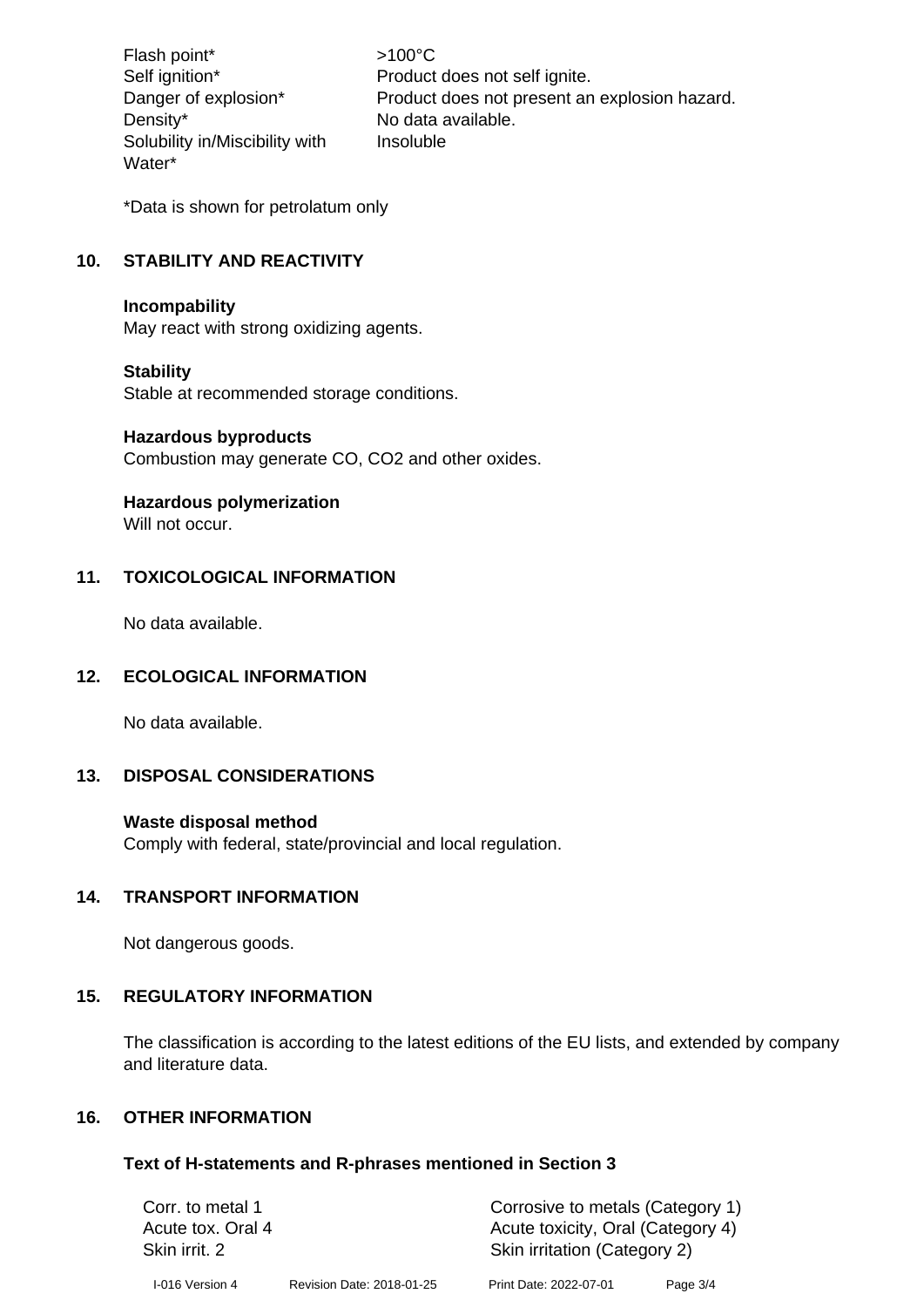| | |
|---|---|
| Flash point* | >100°C |
| Self ignition* | Product does not self ignite. |
| Danger of explosion* | Product does not present an explosion hazard. |
| Density* | No data available. |
| Solubility in/Miscibility with Water* | Insoluble |

*Data is shown for petrolatum only

## 10. STABILITY AND REACTIVITY

**Incompability**
May react with strong oxidizing agents.

**Stability**
Stable at recommended storage conditions.

**Hazardous byproducts**
Combustion may generate CO, $CO_2$ and other oxides.

**Hazardous polymerization**
Will not occur.

## 11. TOXICOLOGICAL INFORMATION

No data available.

## 12. ECOLOGICAL INFORMATION

No data available.

## 13. DISPOSAL CONSIDERATIONS

**Waste disposal method**
Comply with federal, state/provincial and local regulation.

## 14. TRANSPORT INFORMATION

Not dangerous goods.

## 15. REGULATORY INFORMATION

The classification is according to the latest editions of the EU lists, and extended by company and literature data.

## 16. OTHER INFORMATION

### Text of H-statements and R-phrases mentioned in Section 3

| | |
|---|---|
| Corr. to metal 1 | Corrosive to metals (Category 1) |
| Acute tox. Oral 4 | Acute toxicity, Oral (Category 4) |
| Skin irrit. 2 | Skin irritation (Category 2) |

I-016 Version 4    Revision Date: 2018-01-25    Print Date: 2022-07-01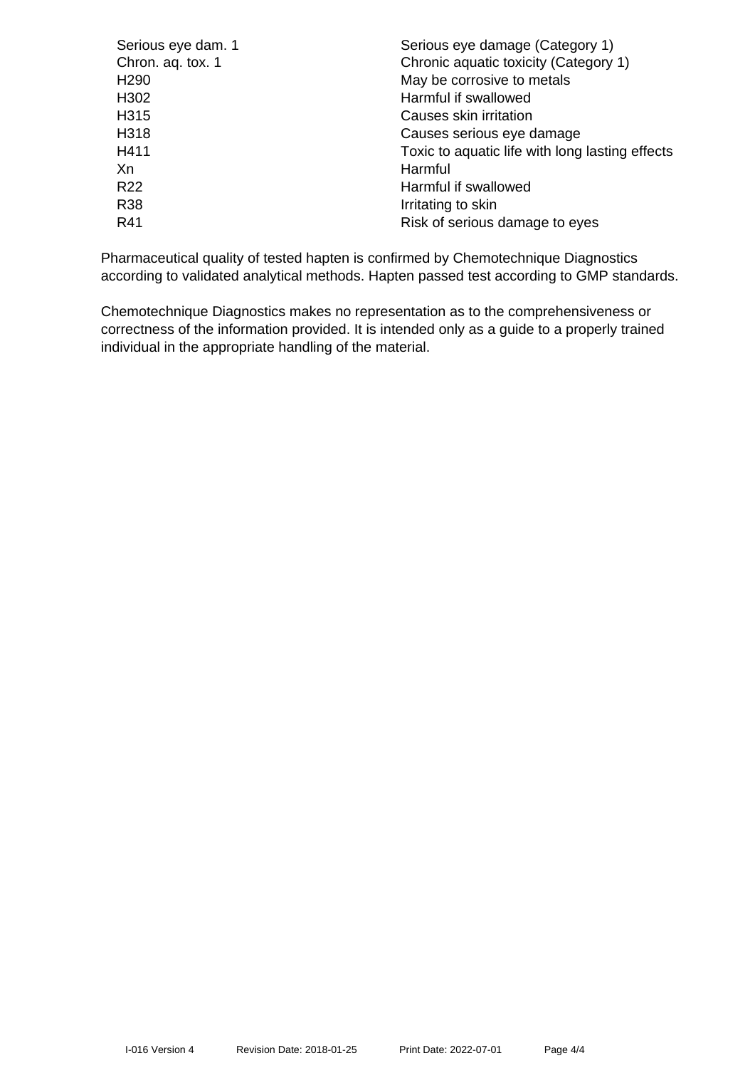| | |
|---|---|
| Serious eye dam. 1 | Serious eye damage (Category 1) |
| Chron. aq. tox. 1 | Chronic aquatic toxicity (Category 1) |
| H290 | May be corrosive to metals |
| H302 | Harmful if swallowed |
| H315 | Causes skin irritation |
| H318 | Causes serious eye damage |
| H411 | Toxic to aquatic life with long lasting effects |
| Xn | Harmful |
| R22 | Harmful if swallowed |
| R38 | Irritating to skin |
| R41 | Risk of serious damage to eyes |

Pharmaceutical quality of tested hapten is confirmed by Chemotechnique Diagnostics according to validated analytical methods. Hapten passed test according to GMP standards.

Chemotechnique Diagnostics makes no representation as to the comprehensiveness or correctness of the information provided. It is intended only as a guide to a properly trained individual in the appropriate handling of the material.